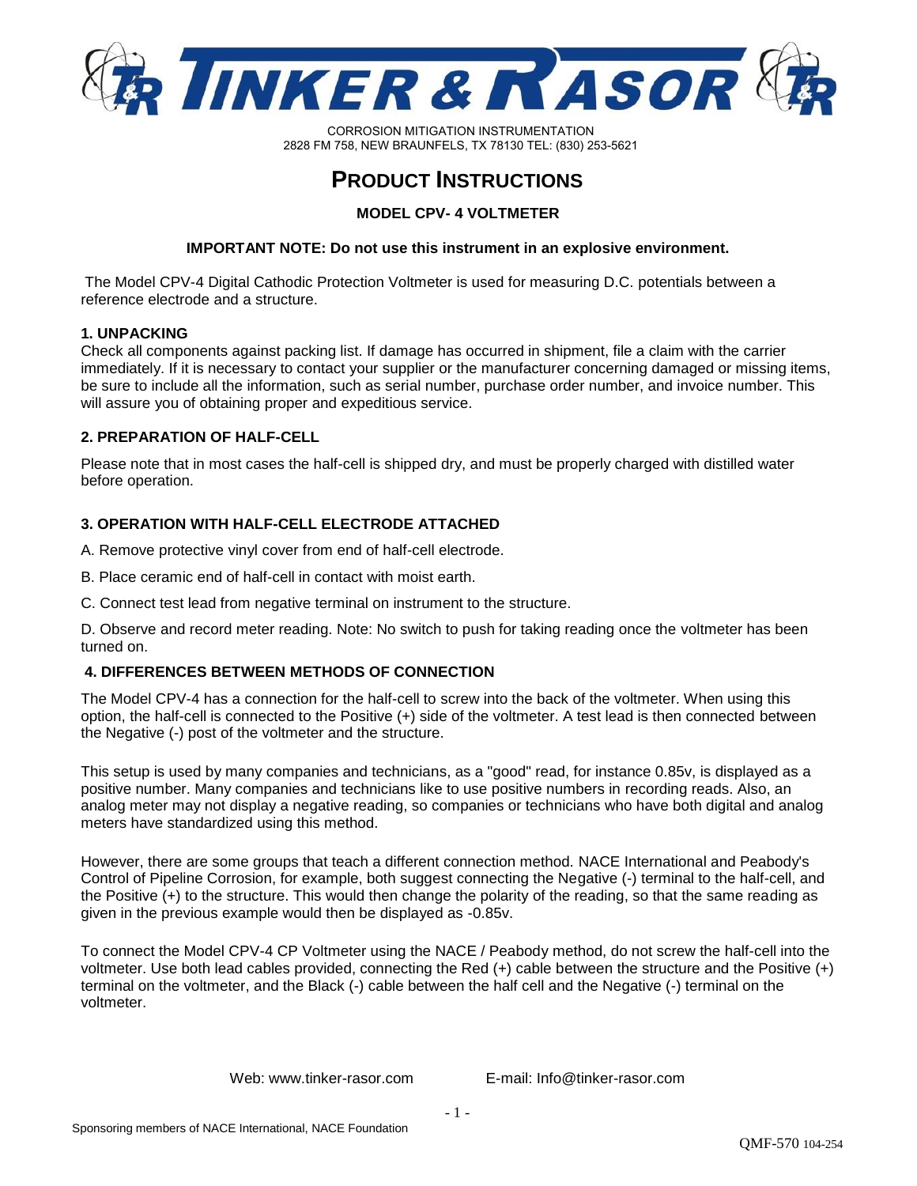# TINKER & RASOR

CORROSION MITIGATION INSTRUMENTATION
2828 FM 758, NEW BRAUNFELS, TX 78130 TEL: (830) 253-5621

## PRODUCT INSTRUCTIONS

### MODEL CPV- 4 VOLTMETER

**IMPORTANT NOTE: Do not use this instrument in an explosive environment.**

The Model CPV-4 Digital Cathodic Protection Voltmeter is used for measuring D.C. potentials between a reference electrode and a structure.

**1. UNPACKING**

Check all components against packing list. If damage has occurred in shipment, file a claim with the carrier immediately. If it is necessary to contact your supplier or the manufacturer concerning damaged or missing items, be sure to include all the information, such as serial number, purchase order number, and invoice number. This will assure you of obtaining proper and expeditious service.

**2. PREPARATION OF HALF-CELL**

Please note that in most cases the half-cell is shipped dry, and must be properly charged with distilled water before operation.

**3. OPERATION WITH HALF-CELL ELECTRODE ATTACHED**

A. Remove protective vinyl cover from end of half-cell electrode.

B. Place ceramic end of half-cell in contact with moist earth.

C. Connect test lead from negative terminal on instrument to the structure.

D. Observe and record meter reading. Note: No switch to push for taking reading once the voltmeter has been turned on.

**4. DIFFERENCES BETWEEN METHODS OF CONNECTION**

The Model CPV-4 has a connection for the half-cell to screw into the back of the voltmeter. When using this option, the half-cell is connected to the Positive (+) side of the voltmeter. A test lead is then connected between the Negative (-) post of the voltmeter and the structure.

This setup is used by many companies and technicians, as a "good" read, for instance 0.85v, is displayed as a positive number. Many companies and technicians like to use positive numbers in recording reads. Also, an analog meter may not display a negative reading, so companies or technicians who have both digital and analog meters have standardized using this method.

However, there are some groups that teach a different connection method. NACE International and Peabody's Control of Pipeline Corrosion, for example, both suggest connecting the Negative (-) terminal to the half-cell, and the Positive (+) to the structure. This would then change the polarity of the reading, so that the same reading as given in the previous example would then be displayed as -0.85v.

To connect the Model CPV-4 CP Voltmeter using the NACE / Peabody method, do not screw the half-cell into the voltmeter. Use both lead cables provided, connecting the Red (+) cable between the structure and the Positive (+) terminal on the voltmeter, and the Black (-) cable between the half cell and the Negative (-) terminal on the voltmeter.

Web: www.tinker-rasor.com E-mail: Info@tinker-rasor.com

Sponsoring members of NACE International, NACE Foundation

QMF-570 104-254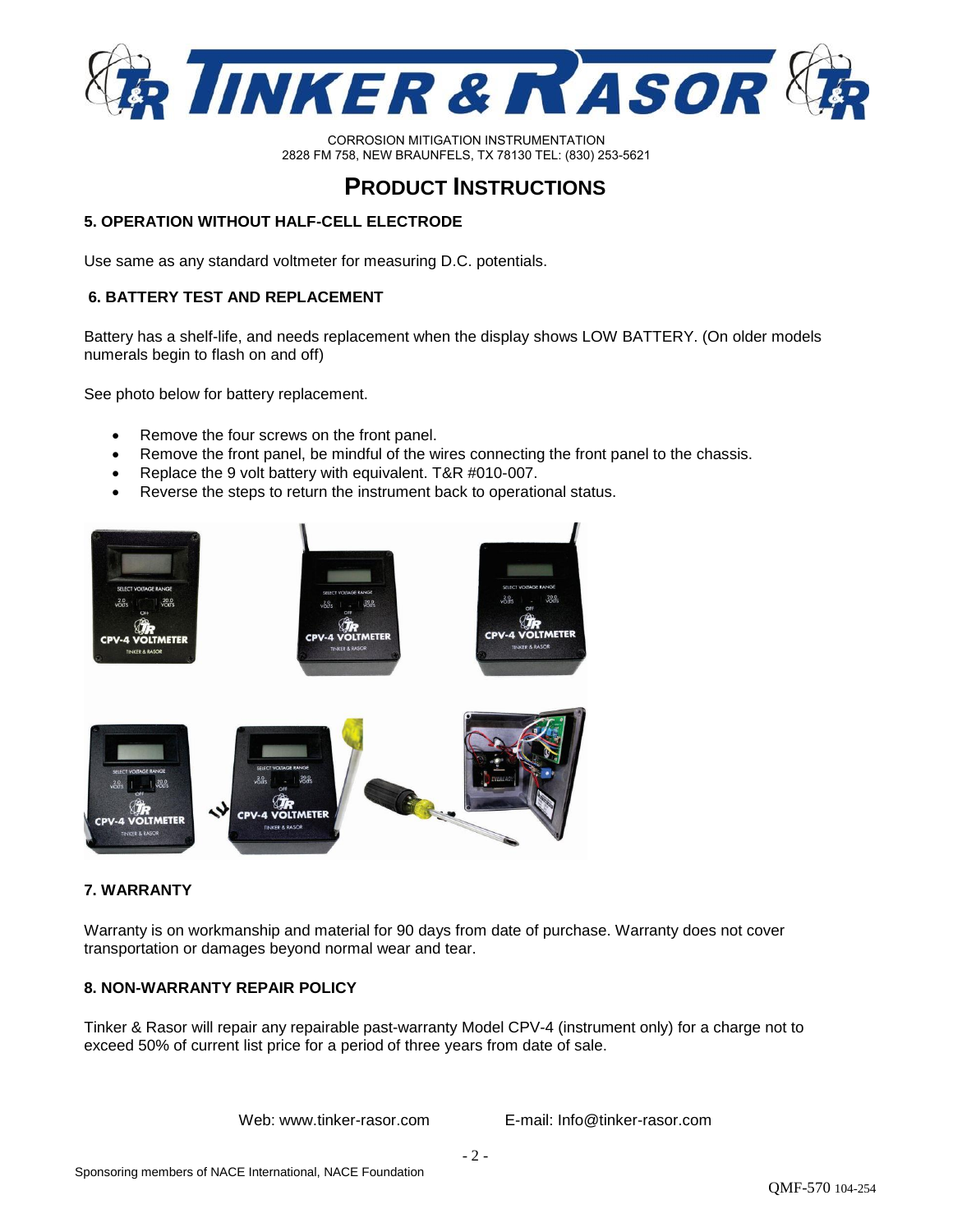# PRODUCT INSTRUCTIONS

### 5. OPERATION WITHOUT HALF-CELL ELECTRODE

Use same as any standard voltmeter for measuring D.C. potentials.

### 6. BATTERY TEST AND REPLACEMENT

Battery has a shelf-life, and needs replacement when the display shows LOW BATTERY. (On older models numerals begin to flash on and off)

See photo below for battery replacement.

- Remove the four screws on the front panel.
- Remove the front panel, be mindful of the wires connecting the front panel to the chassis.
- Replace the 9 volt battery with equivalent. T&R #010-007.
- Reverse the steps to return the instrument back to operational status.

### 7. WARRANTY

Warranty is on workmanship and material for 90 days from date of purchase. Warranty does not cover transportation or damages beyond normal wear and tear.

### 8. NON-WARRANTY REPAIR POLICY

Tinker & Rasor will repair any repairable past-warranty Model CPV-4 (instrument only) for a charge not to exceed 50% of current list price for a period of three years from date of sale.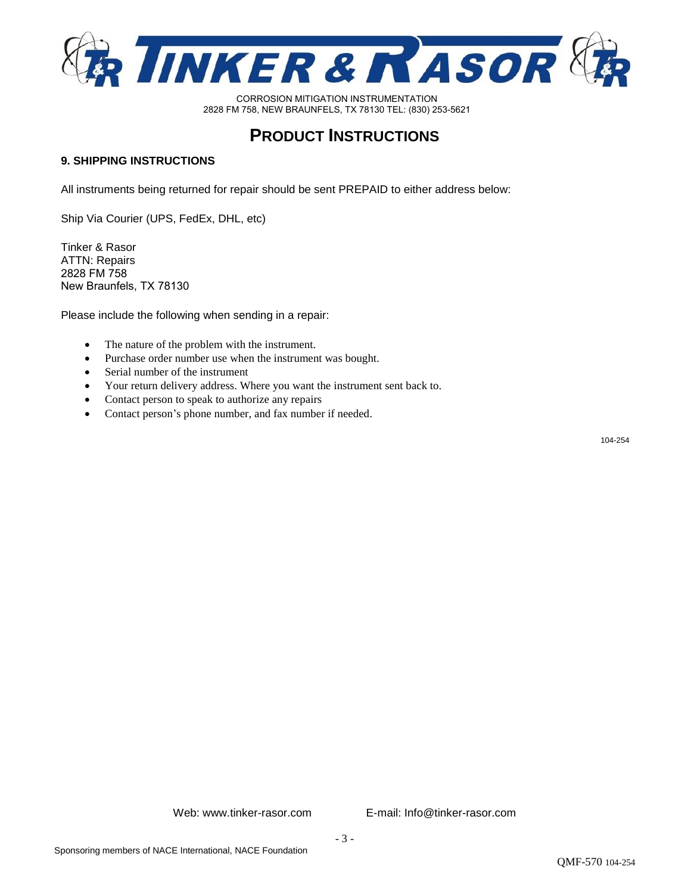# PRODUCT INSTRUCTIONS

### 9. SHIPPING INSTRUCTIONS

All instruments being returned for repair should be sent PREPAID to either address below:

Ship Via Courier (UPS, FedEx, DHL, etc)

Tinker & Rasor
ATTN: Repairs
2828 FM 758
New Braunfels, TX 78130

Please include the following when sending in a repair:

- The nature of the problem with the instrument.
- Purchase order number use when the instrument was bought.
- Serial number of the instrument
- Your return delivery address. Where you want the instrument sent back to.
- Contact person to speak to authorize any repairs
- Contact person's phone number, and fax number if needed.

104-254